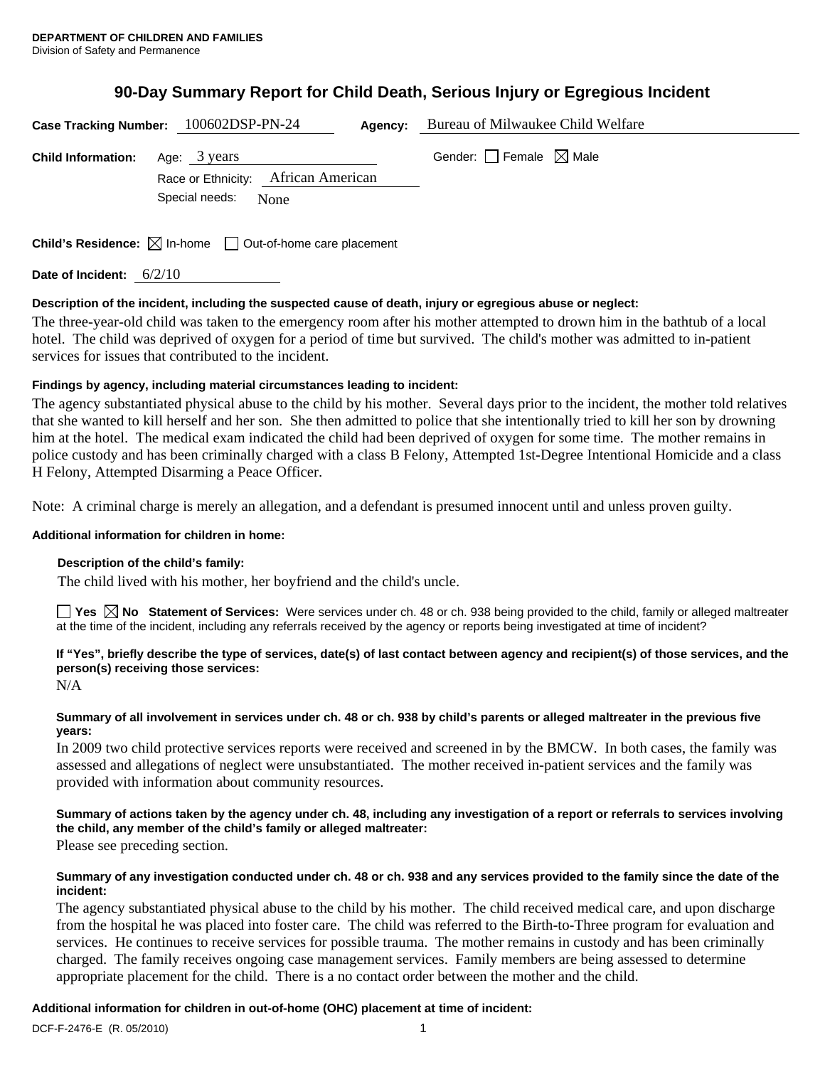**DEPARTMENT OF CHILDREN AND FAMILIES**
Division of Safety and Permanence

# 90-Day Summary Report for Child Death, Serious Injury or Egregious Incident

**Case Tracking Number:** 100602DSP-PN-24 **Agency:** Bureau of Milwaukee Child Welfare

**Child Information:** Age: 3 years Gender: ☐ Female ☒ Male
Race or Ethnicity: African American
Special needs: None

**Child's Residence:** ☒ In-home ☐ Out-of-home care placement

**Date of Incident:** 6/2/10

**Description of the incident, including the suspected cause of death, injury or egregious abuse or neglect:**

The three-year-old child was taken to the emergency room after his mother attempted to drown him in the bathtub of a local hotel. The child was deprived of oxygen for a period of time but survived. The child's mother was admitted to in-patient services for issues that contributed to the incident.

**Findings by agency, including material circumstances leading to incident:**

The agency substantiated physical abuse to the child by his mother. Several days prior to the incident, the mother told relatives that she wanted to kill herself and her son. She then admitted to police that she intentionally tried to kill her son by drowning him at the hotel. The medical exam indicated the child had been deprived of oxygen for some time. The mother remains in police custody and has been criminally charged with a class B Felony, Attempted 1st-Degree Intentional Homicide and a class H Felony, Attempted Disarming a Peace Officer.

Note: A criminal charge is merely an allegation, and a defendant is presumed innocent until and unless proven guilty.

**Additional information for children in home:**

**Description of the child's family:**

The child lived with his mother, her boyfriend and the child's uncle.

☐ **Yes** ☒ **No Statement of Services:** Were services under ch. 48 or ch. 938 being provided to the child, family or alleged maltreater at the time of the incident, including any referrals received by the agency or reports being investigated at time of incident?

**If "Yes", briefly describe the type of services, date(s) of last contact between agency and recipient(s) of those services, and the person(s) receiving those services:**

N/A

**Summary of all involvement in services under ch. 48 or ch. 938 by child's parents or alleged maltreater in the previous five years:**

In 2009 two child protective services reports were received and screened in by the BMCW. In both cases, the family was assessed and allegations of neglect were unsubstantiated. The mother received in-patient services and the family was provided with information about community resources.

**Summary of actions taken by the agency under ch. 48, including any investigation of a report or referrals to services involving the child, any member of the child's family or alleged maltreater:**

Please see preceding section.

**Summary of any investigation conducted under ch. 48 or ch. 938 and any services provided to the family since the date of the incident:**

The agency substantiated physical abuse to the child by his mother. The child received medical care, and upon discharge from the hospital he was placed into foster care. The child was referred to the Birth-to-Three program for evaluation and services. He continues to receive services for possible trauma. The mother remains in custody and has been criminally charged. The family receives ongoing case management services. Family members are being assessed to determine appropriate placement for the child. There is a no contact order between the mother and the child.

**Additional information for children in out-of-home (OHC) placement at time of incident:**

DCF-F-2476-E (R. 05/2010)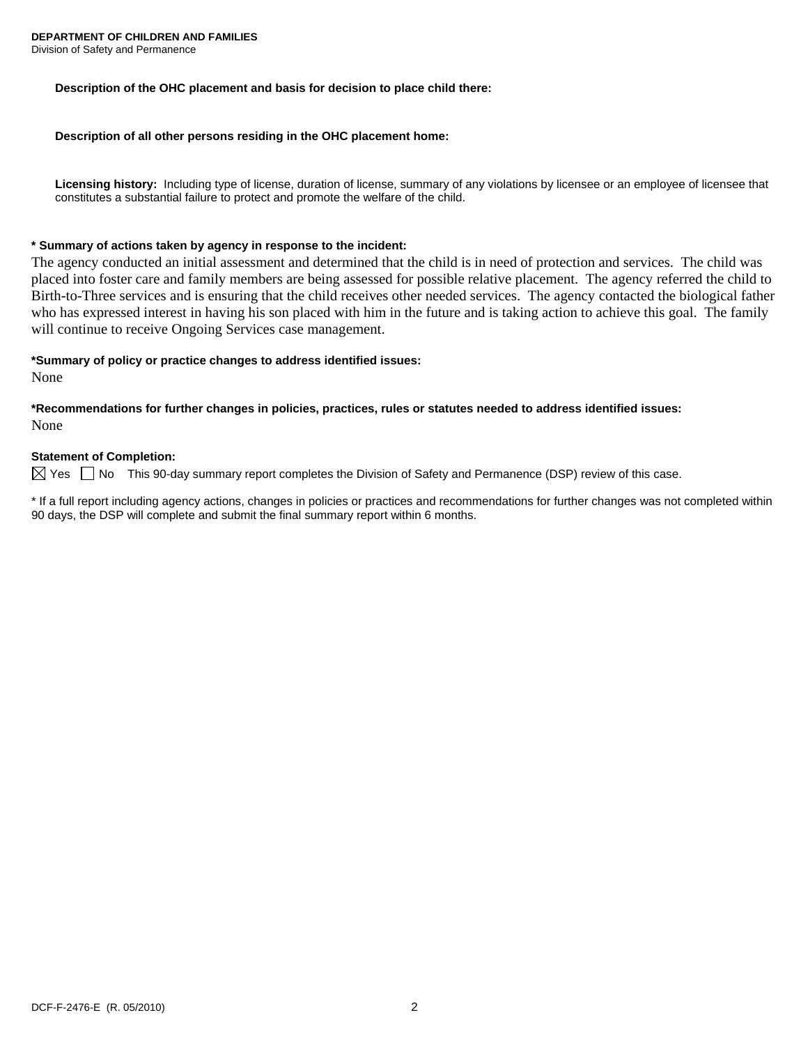**Description of the OHC placement and basis for decision to place child there:**

**Description of all other persons residing in the OHC placement home:**

**Licensing history:** Including type of license, duration of license, summary of any violations by licensee or an employee of licensee that constitutes a substantial failure to protect and promote the welfare of the child.

**\* Summary of actions taken by agency in response to the incident:**

The agency conducted an initial assessment and determined that the child is in need of protection and services. The child was placed into foster care and family members are being assessed for possible relative placement. The agency referred the child to Birth-to-Three services and is ensuring that the child receives other needed services. The agency contacted the biological father who has expressed interest in having his son placed with him in the future and is taking action to achieve this goal. The family will continue to receive Ongoing Services case management.

**\*Summary of policy or practice changes to address identified issues:**

None

**\*Recommendations for further changes in policies, practices, rules or statutes needed to address identified issues:**

None

**Statement of Completion:**

☒ Yes ☐ No This 90-day summary report completes the Division of Safety and Permanence (DSP) review of this case.

\* If a full report including agency actions, changes in policies or practices and recommendations for further changes was not completed within 90 days, the DSP will complete and submit the final summary report within 6 months.